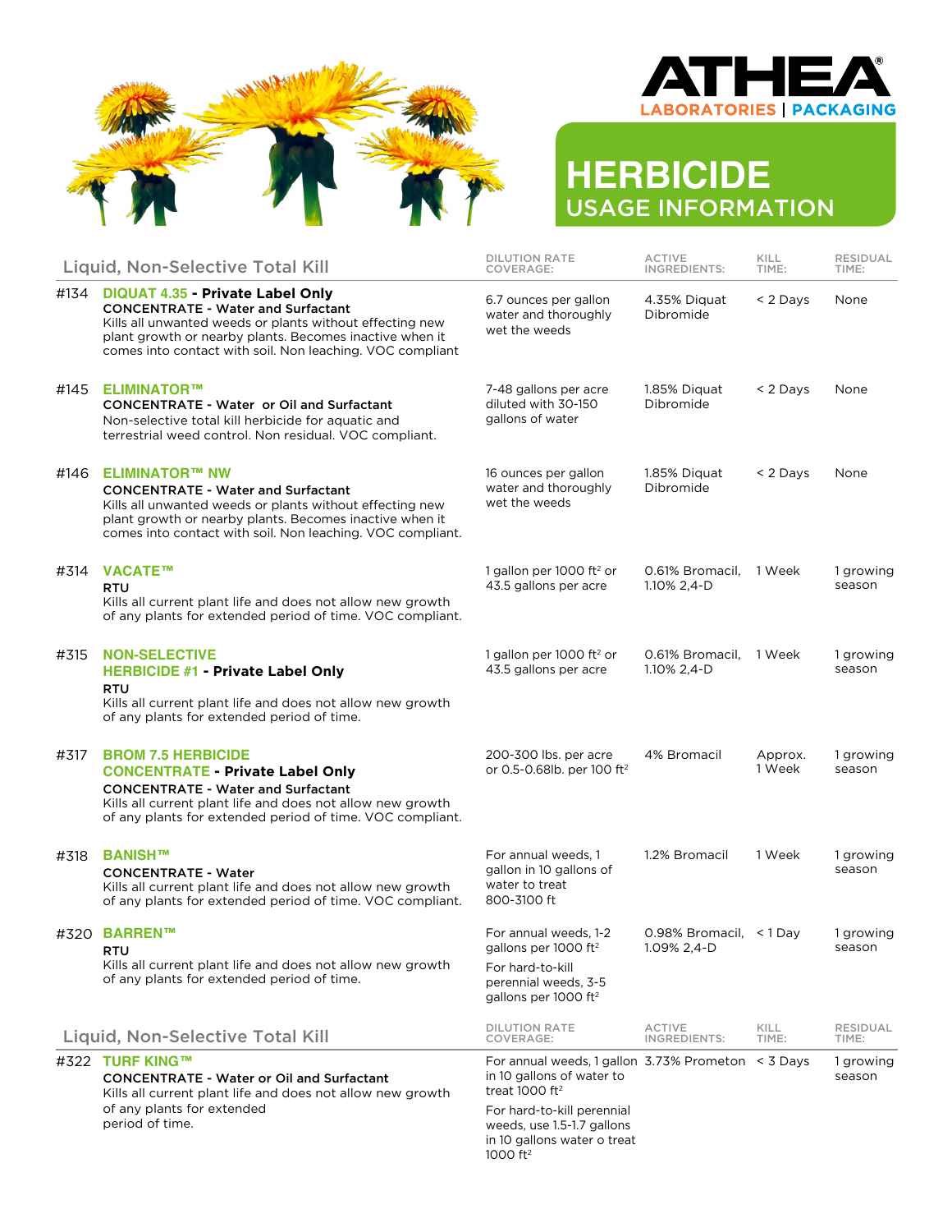ATHEA® LABORATORIES | PACKAGING

# HERBICIDE
## USAGE INFORMATION

| # | Liquid, Non-Selective Total Kill | DILUTION RATE COVERAGE: | ACTIVE INGREDIENTS: | KILL TIME: | RESIDUAL TIME: |
|---|---|---|---|---|---|
| #134 | **DIQUAT 4.35 - Private Label Only**<br>**CONCENTRATE - Water and Surfactant**<br>Kills all unwanted weeds or plants without effecting new plant growth or nearby plants. Becomes inactive when it comes into contact with soil. Non leaching. VOC compliant | 6.7 ounces per gallon water and thoroughly wet the weeds | 4.35% Diquat Dibromide | < 2 Days | None |
| #145 | **ELIMINATOR™**<br>**CONCENTRATE - Water or Oil and Surfactant**<br>Non-selective total kill herbicide for aquatic and terrestrial weed control. Non residual. VOC compliant. | 7-48 gallons per acre diluted with 30-150 gallons of water | 1.85% Diquat Dibromide | < 2 Days | None |
| #146 | **ELIMINATOR™ NW**<br>**CONCENTRATE - Water and Surfactant**<br>Kills all unwanted weeds or plants without effecting new plant growth or nearby plants. Becomes inactive when it comes into contact with soil. Non leaching. VOC compliant. | 16 ounces per gallon water and thoroughly wet the weeds | 1.85% Diquat Dibromide | < 2 Days | None |
| #314 | **VACATE™**<br>**RTU**<br>Kills all current plant life and does not allow new growth of any plants for extended period of time. VOC compliant. | 1 gallon per 1000 ft² or 43.5 gallons per acre | 0.61% Bromacil, 1.10% 2,4-D | 1 Week | 1 growing season |
| #315 | **NON-SELECTIVE HERBICIDE #1 - Private Label Only**<br>**RTU**<br>Kills all current plant life and does not allow new growth of any plants for extended period of time. | 1 gallon per 1000 ft² or 43.5 gallons per acre | 0.61% Bromacil, 1.10% 2,4-D | 1 Week | 1 growing season |
| #317 | **BROM 7.5 HERBICIDE CONCENTRATE - Private Label Only**<br>**CONCENTRATE - Water and Surfactant**<br>Kills all current plant life and does not allow new growth of any plants for extended period of time. VOC compliant. | 200-300 lbs. per acre or 0.5-0.68lb. per 100 ft² | 4% Bromacil | Approx. 1 Week | 1 growing season |
| #318 | **BANISH™**<br>**CONCENTRATE - Water**<br>Kills all current plant life and does not allow new growth of any plants for extended period of time. VOC compliant. | For annual weeds, 1 gallon in 10 gallons of water to treat 800-3100 ft | 1.2% Bromacil | 1 Week | 1 growing season |
| #320 | **BARREN™**<br>**RTU**<br>Kills all current plant life and does not allow new growth of any plants for extended period of time. | For annual weeds, 1-2 gallons per 1000 ft²<br>For hard-to-kill perennial weeds, 3-5 gallons per 1000 ft² | 0.98% Bromacil, 1.09% 2,4-D | < 1 Day | 1 growing season |

| # | Liquid, Non-Selective Total Kill | DILUTION RATE COVERAGE: | ACTIVE INGREDIENTS: | KILL TIME: | RESIDUAL TIME: |
|---|---|---|---|---|---|
| #322 | **TURF KING™**<br>**CONCENTRATE - Water or Oil and Surfactant**<br>Kills all current plant life and does not allow new growth of any plants for extended period of time. | For annual weeds, 1 gallon in 10 gallons of water to treat 1000 ft²<br>For hard-to-kill perennial weeds, use 1.5-1.7 gallons in 10 gallons water o treat 1000 ft² | 3.73% Prometon | < 3 Days | 1 growing season |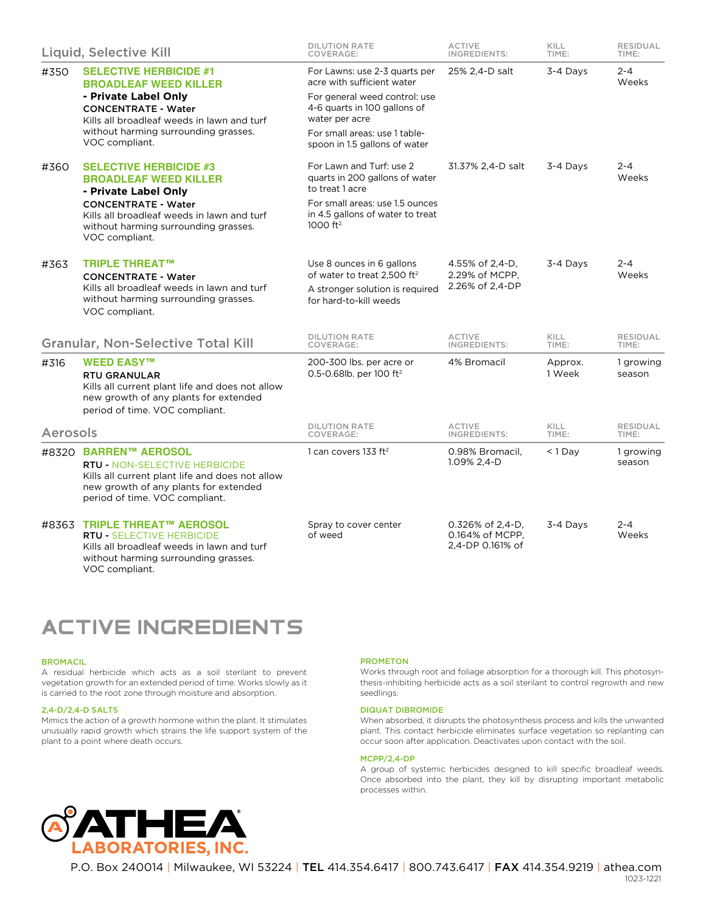| Liquid, Selective Kill | | DILUTION RATE COVERAGE: | ACTIVE INGREDIENTS: | KILL TIME: | RESIDUAL TIME: |
|---|---|---|---|---|---|
| #350 | **SELECTIVE HERBICIDE #1 BROADLEAF WEED KILLER - Private Label Only** **CONCENTRATE - Water** Kills all broadleaf weeds in lawn and turf without harming surrounding grasses. VOC compliant. | For Lawns: use 2-3 quarts per acre with sufficient water<br>For general weed control: use 4-6 quarts in 100 gallons of water per acre<br>For small areas: use 1 table-spoon in 1.5 gallons of water | 25% 2,4-D salt | 3-4 Days | 2-4 Weeks |
| #360 | **SELECTIVE HERBICIDE #3 BROADLEAF WEED KILLER - Private Label Only** **CONCENTRATE - Water** Kills all broadleaf weeds in lawn and turf without harming surrounding grasses. VOC compliant. | For Lawn and Turf: use 2 quarts in 200 gallons of water to treat 1 acre<br>For small areas: use 1.5 ounces in 4.5 gallons of water to treat 1000 ft$^2$. | 31.37% 2,4-D salt | 3-4 Days | 2-4 Weeks |
| #363 | **TRIPLE THREAT™** **CONCENTRATE - Water** Kills all broadleaf weeds in lawn and turf without harming surrounding grasses. VOC compliant. | Use 8 ounces in 6 gallons of water to treat 2,500 ft$^2$<br>A stronger solution is required for hard-to-kill weeds | 4.55% of 2,4-D, 2.29% of MCPP, 2.26% of 2,4-DP | 3-4 Days | 2-4 Weeks |

| Granular, Non-Selective Total Kill | | DILUTION RATE COVERAGE: | ACTIVE INGREDIENTS: | KILL TIME: | RESIDUAL TIME: |
|---|---|---|---|---|---|
| #316 | **WEED EASY™** **RTU GRANULAR** Kills all current plant life and does not allow new growth of any plants for extended period of time. VOC compliant. | 200-300 lbs. per acre or 0.5-0.68lb. per 100 ft$^2$ | 4% Bromacil | Approx. 1 Week | 1 growing season |

| Aerosols | | DILUTION RATE COVERAGE: | ACTIVE INGREDIENTS: | KILL TIME: | RESIDUAL TIME: |
|---|---|---|---|---|---|
| #8320 | **BARREN™ AEROSOL** **RTU -** NON-SELECTIVE HERBICIDE Kills all current plant life and does not allow new growth of any plants for extended period of time. VOC compliant. | 1 can covers 133 ft$^2$ | 0.98% Bromacil, 1.09% 2,4-D | < 1 Day | 1 growing season |
| #8363 | **TRIPLE THREAT™ AEROSOL** **RTU -** SELECTIVE HERBICIDE Kills all broadleaf weeds in lawn and turf without harming surrounding grasses. VOC compliant. | Spray to cover center of weed | 0.326% of 2,4-D, 0.164% of MCPP, 2,4-DP 0.161% of | 3-4 Days | 2-4 Weeks |

# ACTIVE INGREDIENTS

**BROMACIL**
A residual herbicide which acts as a soil sterilant to prevent vegetation growth for an extended period of time. Works slowly as it is carried to the root zone through moisture and absorption.

**2,4-D/2,4-D SALTS**
Mimics the action of a growth hormone within the plant. It stimulates unusually rapid growth which strains the life support system of the plant to a point where death occurs.

**PROMETON**
Works through root and foliage absorption for a thorough kill. This photosynthesis-inhibiting herbicide acts as a soil sterilant to control regrowth and new seedlings.

**DIQUAT DIBROMIDE**
When absorbed, it disrupts the photosynthesis process and kills the unwanted plant. This contact herbicide eliminates surface vegetation so replanting can occur soon after application. Deactivates upon contact with the soil.

**MCPP/2,4-DP**
A group of systemic herbicides designed to kill specific broadleaf weeds. Once absorbed into the plant, they kill by disrupting important metabolic processes within.

**ATHEA® LABORATORIES, INC.**

P.O. Box 240014 | Milwaukee, WI 53224 | **TEL** 414.354.6417 | 800.743.6417 | **FAX** 414.354.9219 | athea.com

1023-1221